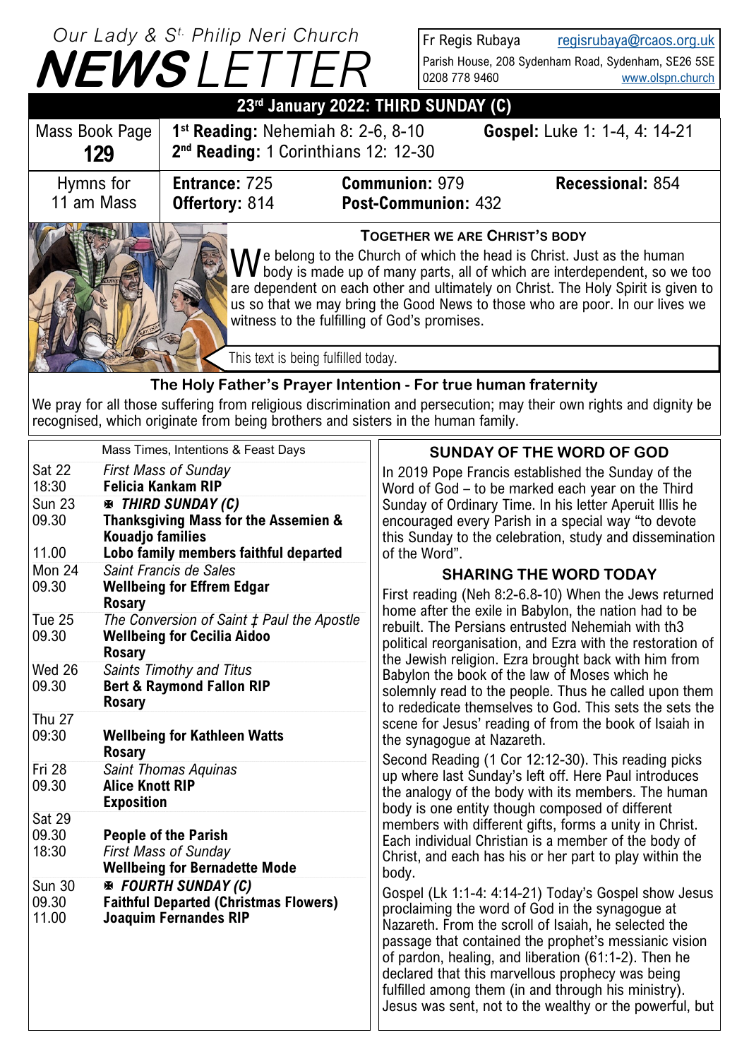# Our Lady & St. Philip Neri Church NEWSLETTER

Fr Regis Rubaya regisrubaya@rcaos.org.uk
Parish House, 208 Sydenham Road, Sydenham, SE26 5SE
0208 778 9460 www.olspn.church

## 23rd January 2022: THIRD SUNDAY (C)

| Mass Book Page **129** | **1st Reading:** Nehemiah 8: 2-6, 8-10 **2nd Reading:** 1 Corinthians 12: 12-30 | **Gospel:** Luke 1: 1-4, 4: 14-21 |
|---|---|---|

| Hymns for 11 am Mass | **Entrance:** 725 **Offertory:** 814 | **Communion:** 979 **Post-Communion:** 432 | **Recessional:** 854 |
|---|---|---|---|

### TOGETHER WE ARE CHRIST'S BODY

We belong to the Church of which the head is Christ. Just as the human body is made up of many parts, all of which are interdependent, so we too are dependent on each other and ultimately on Christ. The Holy Spirit is given to us so that we may bring the Good News to those who are poor. In our lives we witness to the fulfilling of God's promises.

This text is being fulfilled today.

### The Holy Father's Prayer Intention - For true human fraternity

We pray for all those suffering from religious discrimination and persecution; may their own rights and dignity be recognised, which originate from being brothers and sisters in the human family.

| | Mass Times, Intentions & Feast Days |
|---|---|
| Sat 22 | *First Mass of Sunday* |
| 18:30 | **Felicia Kankam RIP** |
| Sun 23 | ✠ ***THIRD SUNDAY (C)*** |
| 09.30 | **Thanksgiving Mass for the Assemien & Kouadjo families** |
| 11.00 | **Lobo family members faithful departed** |
| Mon 24 | *Saint Francis de Sales* |
| 09.30 | **Wellbeing for Effrem Edgar** |
| | **Rosary** |
| Tue 25 | *The Conversion of Saint ‡ Paul the Apostle* |
| 09.30 | **Wellbeing for Cecilia Aidoo** |
| | **Rosary** |
| Wed 26 | *Saints Timothy and Titus* |
| 09.30 | **Bert & Raymond Fallon RIP** |
| | **Rosary** |
| Thu 27 | |
| 09:30 | **Wellbeing for Kathleen Watts** |
| | **Rosary** |
| Fri 28 | *Saint Thomas Aquinas* |
| 09.30 | **Alice Knott RIP** |
| | **Exposition** |
| Sat 29 | |
| 09.30 | **People of the Parish** |
| 18:30 | *First Mass of Sunday* |
| | **Wellbeing for Bernadette Mode** |
| Sun 30 | ✠ ***FOURTH SUNDAY (C)*** |
| 09.30 | **Faithful Departed (Christmas Flowers)** |
| 11.00 | **Joaquim Fernandes RIP** |

### SUNDAY OF THE WORD OF GOD

In 2019 Pope Francis established the Sunday of the Word of God – to be marked each year on the Third Sunday of Ordinary Time. In his letter Aperuit Illis he encouraged every Parish in a special way "to devote this Sunday to the celebration, study and dissemination of the Word".

### SHARING THE WORD TODAY

First reading (Neh 8:2-6.8-10) When the Jews returned home after the exile in Babylon, the nation had to be rebuilt. The Persians entrusted Nehemiah with th3 political reorganisation, and Ezra with the restoration of the Jewish religion. Ezra brought back with him from Babylon the book of the law of Moses which he solemnly read to the people. Thus he called upon them to rededicate themselves to God. This sets the sets the scene for Jesus' reading of from the book of Isaiah in the synagogue at Nazareth.

Second Reading (1 Cor 12:12-30). This reading picks up where last Sunday's left off. Here Paul introduces the analogy of the body with its members. The human body is one entity though composed of different members with different gifts, forms a unity in Christ. Each individual Christian is a member of the body of Christ, and each has his or her part to play within the body.

Gospel (Lk 1:1-4: 4:14-21) Today's Gospel show Jesus proclaiming the word of God in the synagogue at Nazareth. From the scroll of Isaiah, he selected the passage that contained the prophet's messianic vision of pardon, healing, and liberation (61:1-2). Then he declared that this marvellous prophecy was being fulfilled among them (in and through his ministry). Jesus was sent, not to the wealthy or the powerful, but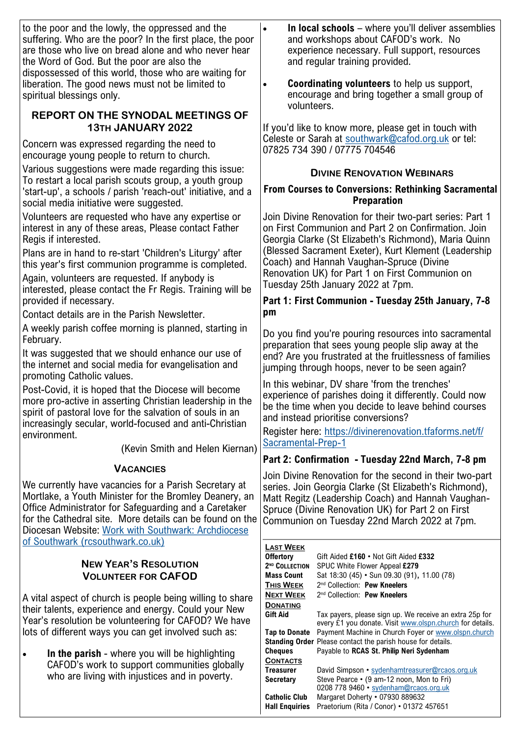to the poor and the lowly, the oppressed and the suffering. Who are the poor? In the first place, the poor are those who live on bread alone and who never hear the Word of God. But the poor are also the dispossessed of this world, those who are waiting for liberation. The good news must not be limited to spiritual blessings only.

## REPORT ON THE SYNODAL MEETINGS OF 13TH JANUARY 2022

Concern was expressed regarding the need to encourage young people to return to church.

Various suggestions were made regarding this issue: To restart a local parish scouts group, a youth group 'start-up', a schools / parish 'reach-out' initiative, and a social media initiative were suggested.

Volunteers are requested who have any expertise or interest in any of these areas, Please contact Father Regis if interested.

Plans are in hand to re-start 'Children's Liturgy' after this year's first communion programme is completed.

Again, volunteers are requested. If anybody is interested, please contact the Fr Regis. Training will be provided if necessary.

Contact details are in the Parish Newsletter.

A weekly parish coffee morning is planned, starting in February.

It was suggested that we should enhance our use of the internet and social media for evangelisation and promoting Catholic values.

Post-Covid, it is hoped that the Diocese will become more pro-active in asserting Christian leadership in the spirit of pastoral love for the salvation of souls in an increasingly secular, world-focused and anti-Christian environment.

(Kevin Smith and Helen Kiernan)

## VACANCIES

We currently have vacancies for a Parish Secretary at Mortlake, a Youth Minister for the Bromley Deanery, an Office Administrator for Safeguarding and a Caretaker for the Cathedral site. More details can be found on the Diocesan Website: Work with Southwark: Archdiocese of Southwark (rcsouthwark.co.uk)

## NEW YEAR'S RESOLUTION VOLUNTEER FOR CAFOD

A vital aspect of church is people being willing to share their talents, experience and energy. Could your New Year's resolution be volunteering for CAFOD? We have lots of different ways you can get involved such as:

- **In the parish** - where you will be highlighting CAFOD's work to support communities globally who are living with injustices and in poverty.
- **In local schools** – where you'll deliver assemblies and workshops about CAFOD's work. No experience necessary. Full support, resources and regular training provided.
- **Coordinating volunteers** to help us support, encourage and bring together a small group of volunteers.

If you'd like to know more, please get in touch with Celeste or Sarah at southwark@cafod.org.uk or tel: 07825 734 390 / 07775 704546

## DIVINE RENOVATION WEBINARS

### From Courses to Conversions: Rethinking Sacramental Preparation

Join Divine Renovation for their two-part series: Part 1 on First Communion and Part 2 on Confirmation. Join Georgia Clarke (St Elizabeth's Richmond), Maria Quinn (Blessed Sacrament Exeter), Kurt Klement (Leadership Coach) and Hannah Vaughan-Spruce (Divine Renovation UK) for Part 1 on First Communion on Tuesday 25th January 2022 at 7pm.

### Part 1: First Communion - Tuesday 25th January, 7-8 pm

Do you find you're pouring resources into sacramental preparation that sees young people slip away at the end? Are you frustrated at the fruitlessness of families jumping through hoops, never to be seen again?

In this webinar, DV share 'from the trenches' experience of parishes doing it differently. Could now be the time when you decide to leave behind courses and instead prioritise conversions?

Register here: https://divinerenovation.tfaforms.net/f/Sacramental-Prep-1

### Part 2: Confirmation - Tuesday 22nd March, 7-8 pm

Join Divine Renovation for the second in their two-part series. Join Georgia Clarke (St Elizabeth's Richmond), Matt Regitz (Leadership Coach) and Hannah Vaughan-Spruce (Divine Renovation UK) for Part 2 on First Communion on Tuesday 22nd March 2022 at 7pm.

| | |
|---|---|
| **LAST WEEK** | |
| **Offertory** | Gift Aided **£160** • Not Gift Aided **£332** |
| **2ND COLLECTION** | SPUC White Flower Appeal **£279** |
| **Mass Count** | Sat 18:30 (45) • Sun 09.30 (91), 11.00 (78) |
| **THIS WEEK** | 2nd Collection: **Pew Kneelers** |
| **NEXT WEEK** | 2nd Collection: **Pew Kneelers** |
| **DONATING** | |
| **Gift Aid** | Tax payers, please sign up. We receive an extra 25p for every £1 you donate. Visit www.olspn.church for details. |
| **Tap to Donate** | Payment Machine in Church Foyer or www.olspn.church |
| **Standing Order** | Please contact the parish house for details. |
| **Cheques** | Payable to **RCAS St. Philip Neri Sydenham** |
| **CONTACTS** | |
| **Treasurer** | David Simpson • sydenhamtreasurer@rcaos.org.uk |
| **Secretary** | Steve Pearce • (9 am-12 noon, Mon to Fri) 0208 778 9460 • sydenham@rcaos.org.uk |
| **Catholic Club** | Margaret Doherty • 07930 889632 |
| **Hall Enquiries** | Praetorium (Rita / Conor) • 01372 457651 |